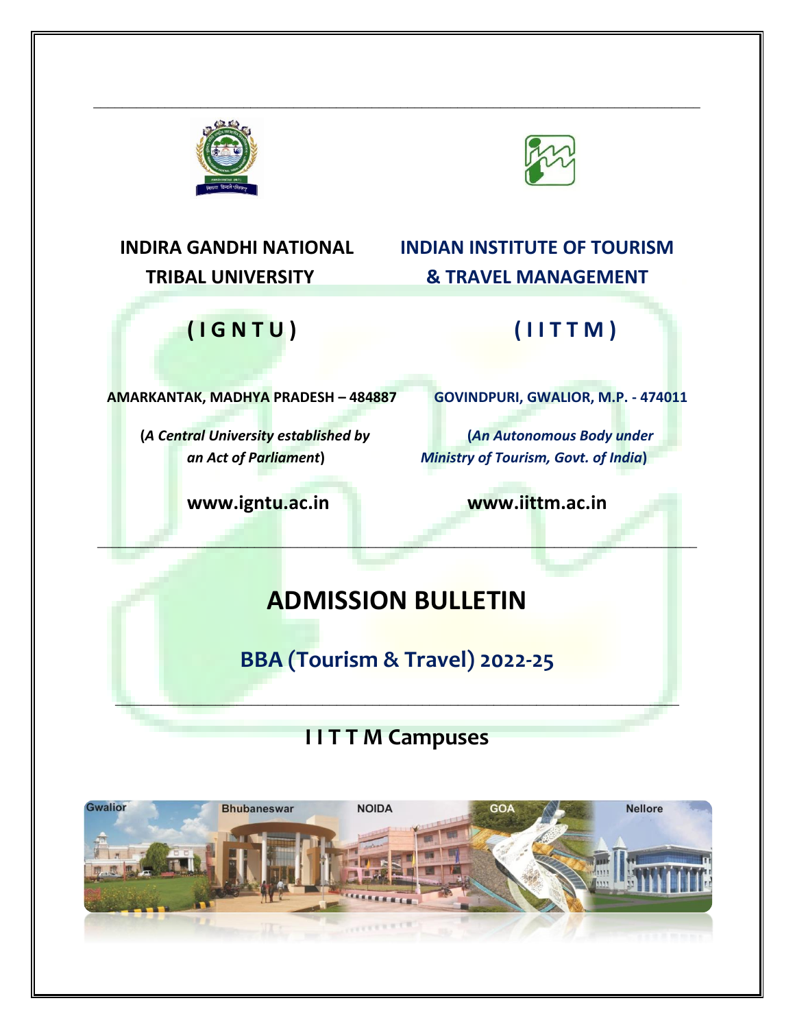**INDIRA GANDHI NATIONAL TRIBAL UNIVERSITY**

**( I G N T U )**

**AMARKANTAK, MADHYA PRADESH – 484887**

(*A Central University established by an Act of Parliament*)

**www.igntu.ac.in**

**INDIAN INSTITUTE OF TOURISM & TRAVEL MANAGEMENT**

**( I I T T M )**

**GOVINDPURI, GWALIOR, M.P. - 474011**

(*An Autonomous Body under Ministry of Tourism, Govt. of India*)

**www.iittm.ac.in**

---

# ADMISSION BULLETIN

## BBA (Tourism & Travel) 2022-25

---

## I I T T M Campuses

Gwalior | Bhubaneswar | NOIDA | GOA | Nellore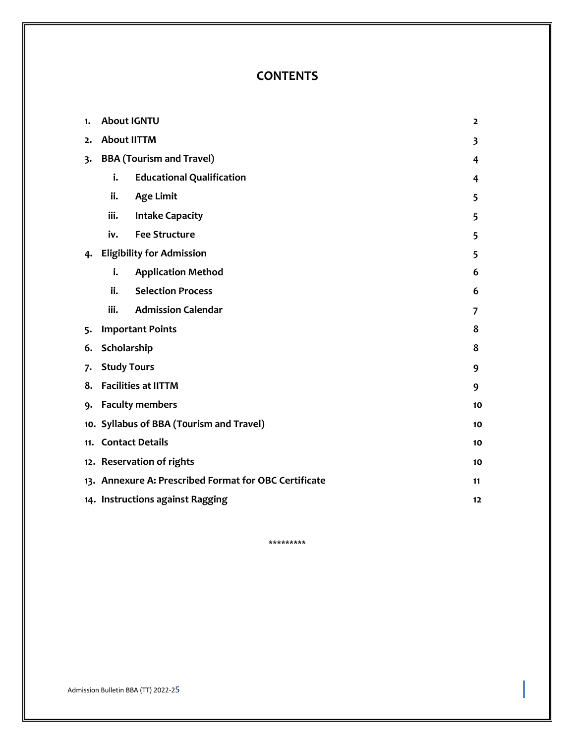# CONTENTS

| | | Page |
|---|---|---|
| 1. | **About IGNTU** | 2 |
| 2. | **About IITTM** | 3 |
| 3. | **BBA (Tourism and Travel)** | 4 |
| | i. **Educational Qualification** | 4 |
| | ii. **Age Limit** | 5 |
| | iii. **Intake Capacity** | 5 |
| | iv. **Fee Structure** | 5 |
| 4. | **Eligibility for Admission** | 5 |
| | i. **Application Method** | 6 |
| | ii. **Selection Process** | 6 |
| | iii. **Admission Calendar** | 7 |
| 5. | **Important Points** | 8 |
| 6. | **Scholarship** | 8 |
| 7. | **Study Tours** | 9 |
| 8. | **Facilities at IITTM** | 9 |
| 9. | **Faculty members** | 10 |
| 10. | **Syllabus of BBA (T0urism and Travel)** | 10 |
| 11. | **Contact Details** | 10 |
| 12. | **Reservation of rights** | 10 |
| 13. | **Annexure A: Prescribed Format for OBC Certificate** | 11 |
| 14. | **Instructions against Ragging** | 12 |

*********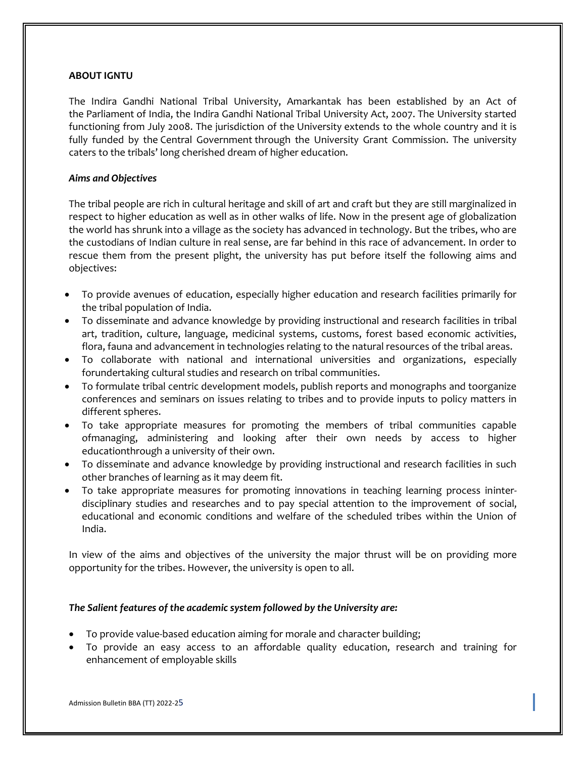## ABOUT IGNTU

The Indira Gandhi National Tribal University, Amarkantak has been established by an Act of the Parliament of India, the Indira Gandhi National Tribal University Act, 2007. The University started functioning from July 2008. The jurisdiction of the University extends to the whole country and it is fully funded by the Central Government through the University Grant Commission. The university caters to the tribals' long cherished dream of higher education.

### *Aims and Objectives*

The tribal people are rich in cultural heritage and skill of art and craft but they are still marginalized in respect to higher education as well as in other walks of life. Now in the present age of globalization the world has shrunk into a village as the society has advanced in technology. But the tribes, who are the custodians of Indian culture in real sense, are far behind in this race of advancement. In order to rescue them from the present plight, the university has put before itself the following aims and objectives:

- To provide avenues of education, especially higher education and research facilities primarily for the tribal population of India.
- To disseminate and advance knowledge by providing instructional and research facilities in tribal art, tradition, culture, language, medicinal systems, customs, forest based economic activities, flora, fauna and advancement in technologies relating to the natural resources of the tribal areas.
- To collaborate with national and international universities and organizations, especially forundertaking cultural studies and research on tribal communities.
- To formulate tribal centric development models, publish reports and monographs and toorganize conferences and seminars on issues relating to tribes and to provide inputs to policy matters in different spheres.
- To take appropriate measures for promoting the members of tribal communities capable ofmanaging, administering and looking after their own needs by access to higher educationthrough a university of their own.
- To disseminate and advance knowledge by providing instructional and research facilities in such other branches of learning as it may deem fit.
- To take appropriate measures for promoting innovations in teaching learning process ininter-disciplinary studies and researches and to pay special attention to the improvement of social, educational and economic conditions and welfare of the scheduled tribes within the Union of India.

In view of the aims and objectives of the university the major thrust will be on providing more opportunity for the tribes. However, the university is open to all.

### *The Salient features of the academic system followed by the University are:*

- To provide value-based education aiming for morale and character building;
- To provide an easy access to an affordable quality education, research and training for enhancement of employable skills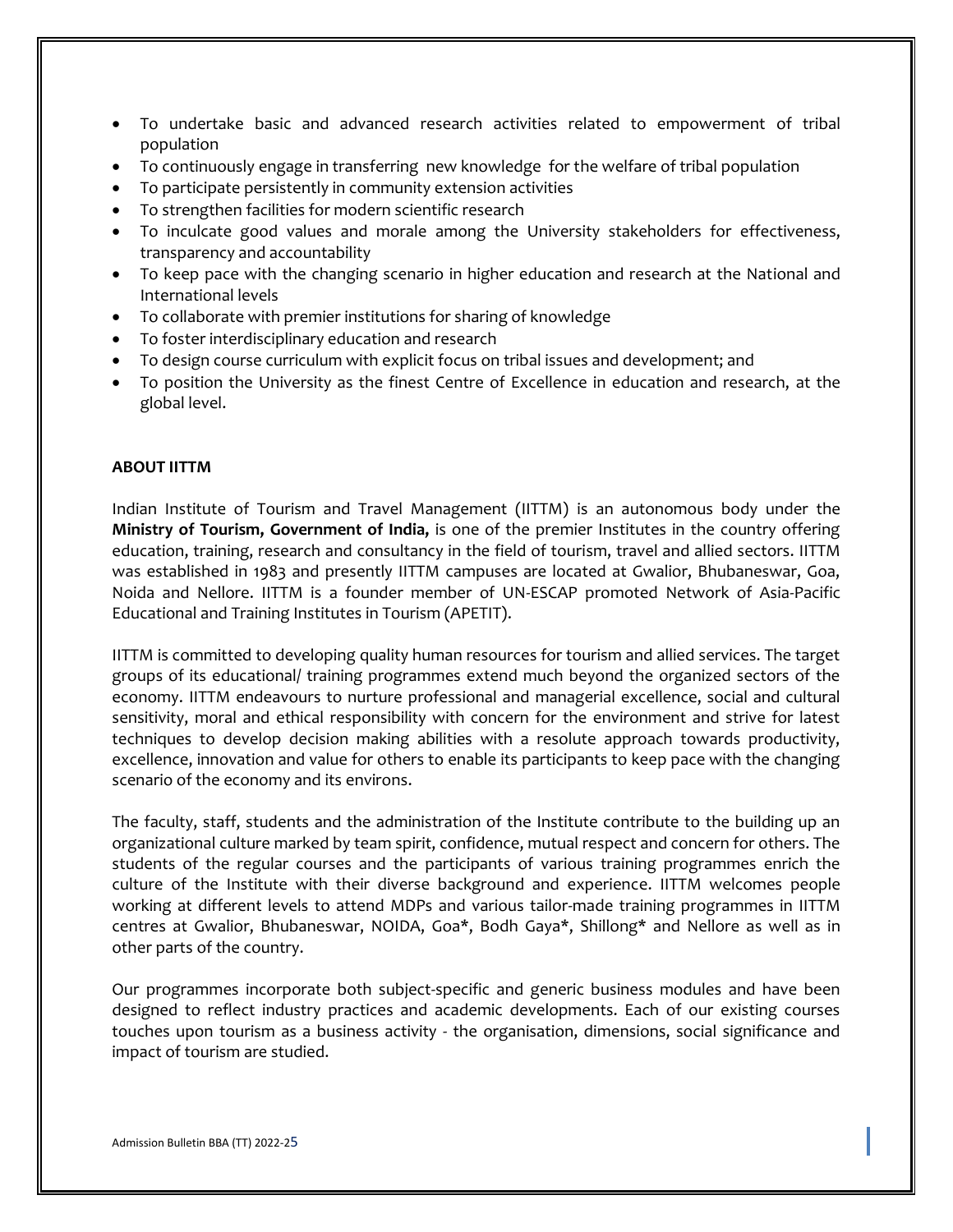- To undertake basic and advanced research activities related to empowerment of tribal population
- To continuously engage in transferring new knowledge for the welfare of tribal population
- To participate persistently in community extension activities
- To strengthen facilities for modern scientific research
- To inculcate good values and morale among the University stakeholders for effectiveness, transparency and accountability
- To keep pace with the changing scenario in higher education and research at the National and International levels
- To collaborate with premier institutions for sharing of knowledge
- To foster interdisciplinary education and research
- To design course curriculum with explicit focus on tribal issues and development; and
- To position the University as the finest Centre of Excellence in education and research, at the global level.

**ABOUT IITTM**

Indian Institute of Tourism and Travel Management (IITTM) is an autonomous body under the **Ministry of Tourism, Government of India,** is one of the premier Institutes in the country offering education, training, research and consultancy in the field of tourism, travel and allied sectors. IITTM was established in 1983 and presently IITTM campuses are located at Gwalior, Bhubaneswar, Goa, Noida and Nellore. IITTM is a founder member of UN-ESCAP promoted Network of Asia-Pacific Educational and Training Institutes in Tourism (APETIT).

IITTM is committed to developing quality human resources for tourism and allied services. The target groups of its educational/ training programmes extend much beyond the organized sectors of the economy. IITTM endeavours to nurture professional and managerial excellence, social and cultural sensitivity, moral and ethical responsibility with concern for the environment and strive for latest techniques to develop decision making abilities with a resolute approach towards productivity, excellence, innovation and value for others to enable its participants to keep pace with the changing scenario of the economy and its environs.

The faculty, staff, students and the administration of the Institute contribute to the building up an organizational culture marked by team spirit, confidence, mutual respect and concern for others. The students of the regular courses and the participants of various training programmes enrich the culture of the Institute with their diverse background and experience. IITTM welcomes people working at different levels to attend MDPs and various tailor-made training programmes in IITTM centres at Gwalior, Bhubaneswar, NOIDA, Goa*, Bodh Gaya*, Shillong* and Nellore as well as in other parts of the country.

Our programmes incorporate both subject-specific and generic business modules and have been designed to reflect industry practices and academic developments. Each of our existing courses touches upon tourism as a business activity - the organisation, dimensions, social significance and impact of tourism are studied.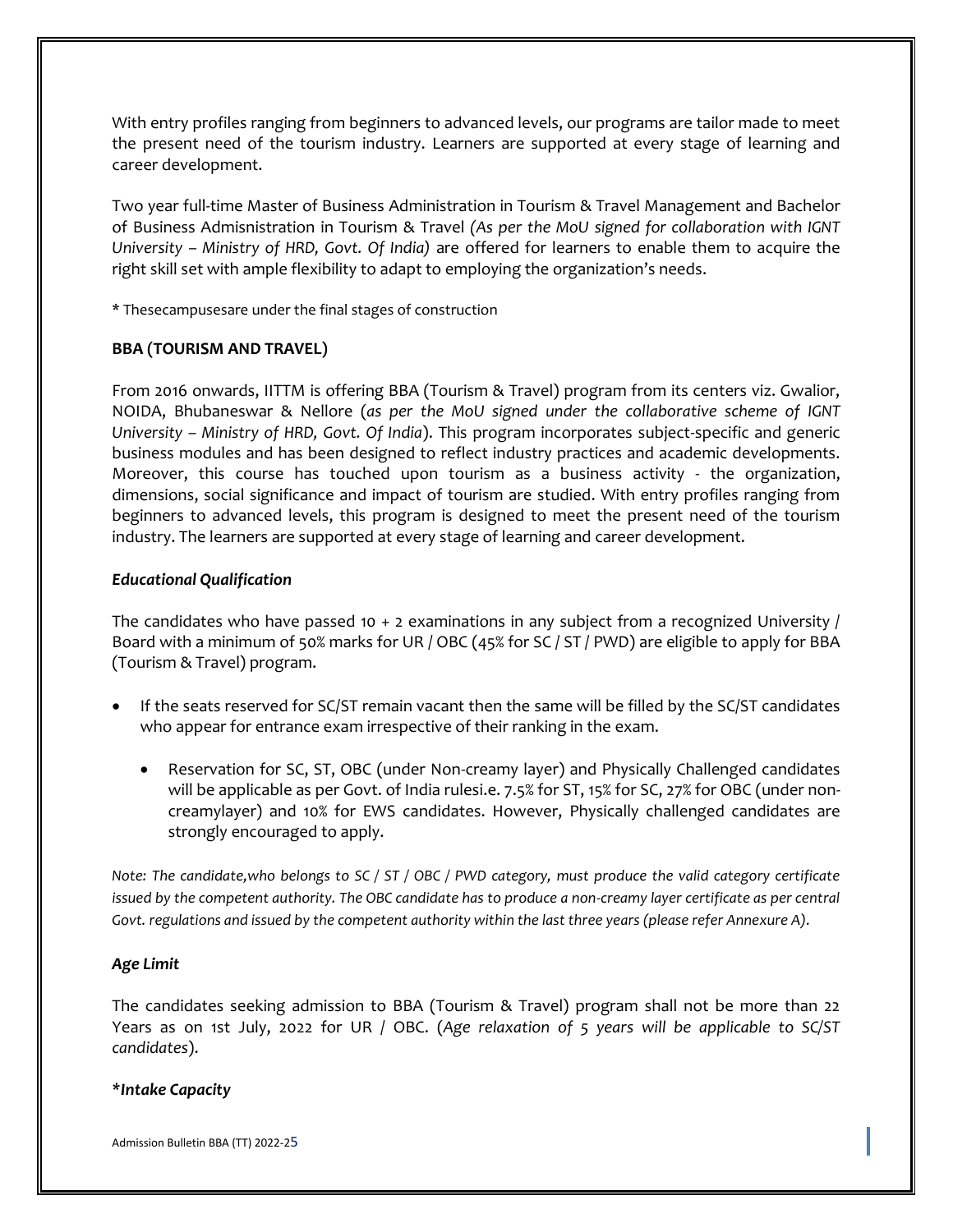With entry profiles ranging from beginners to advanced levels, our programs are tailor made to meet the present need of the tourism industry. Learners are supported at every stage of learning and career development.

Two year full-time Master of Business Administration in Tourism & Travel Management and Bachelor of Business Admisnistration in Tourism & Travel *(As per the MoU signed for collaboration with IGNT University – Ministry of HRD, Govt. Of India)* are offered for learners to enable them to acquire the right skill set with ample flexibility to adapt to employing the organization's needs.

* Thesecampusesare under the final stages of construction

**BBA (TOURISM AND TRAVEL)**

From 2016 onwards, IITTM is offering BBA (Tourism & Travel) program from its centers viz. Gwalior, NOIDA, Bhubaneswar & Nellore (*as per the MoU signed under the collaborative scheme of IGNT University – Ministry of HRD, Govt. Of India*). This program incorporates subject-specific and generic business modules and has been designed to reflect industry practices and academic developments. Moreover, this course has touched upon tourism as a business activity - the organization, dimensions, social significance and impact of tourism are studied. With entry profiles ranging from beginners to advanced levels, this program is designed to meet the present need of the tourism industry. The learners are supported at every stage of learning and career development.

***Educational Qualification***

The candidates who have passed 10 + 2 examinations in any subject from a recognized University / Board with a minimum of 50% marks for UR / OBC (45% for SC / ST / PWD) are eligible to apply for BBA (Tourism & Travel) program.

- If the seats reserved for SC/ST remain vacant then the same will be filled by the SC/ST candidates who appear for entrance exam irrespective of their ranking in the exam.
  - Reservation for SC, ST, OBC (under Non-creamy layer) and Physically Challenged candidates will be applicable as per Govt. of India rulesi.e. 7.5% for ST, 15% for SC, 27% for OBC (under non-creamylayer) and 10% for EWS candidates. However, Physically challenged candidates are strongly encouraged to apply.

*Note: The candidate,who belongs to SC / ST / OBC / PWD category, must produce the valid category certificate issued by the competent authority. The OBC candidate has to produce a non-creamy layer certificate as per central Govt. regulations and issued by the competent authority within the last three years (please refer Annexure A).*

***Age Limit***

The candidates seeking admission to BBA (Tourism & Travel) program shall not be more than 22 Years as on 1st July, 2022 for UR / OBC. (*Age relaxation of 5 years will be applicable to SC/ST candidates*).

***\*Intake Capacity***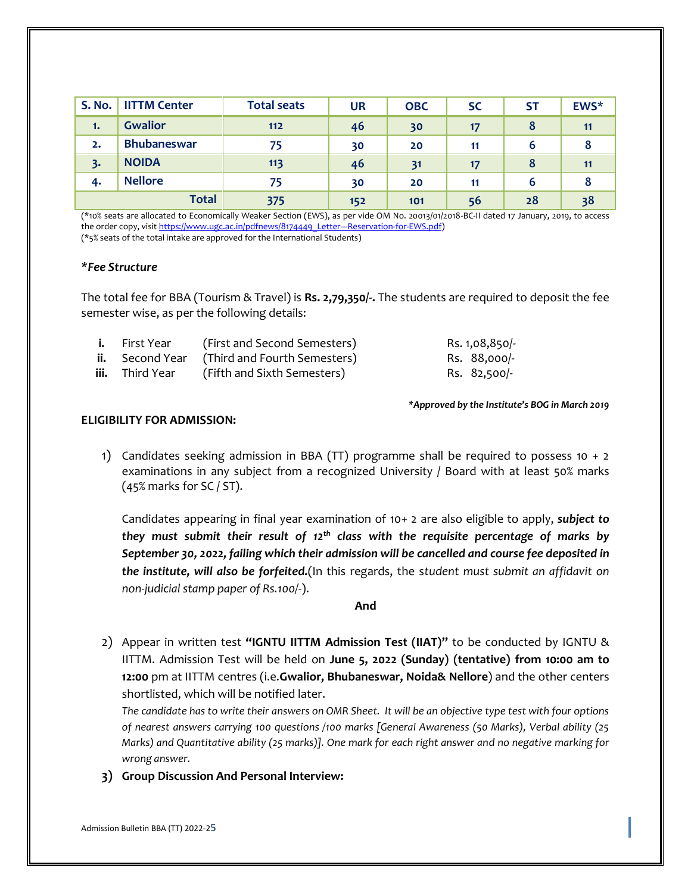| S. No. | IITTM Center | Total seats | UR | OBC | SC | ST | EWS* |
|---|---|---|---|---|---|---|---|
| 1. | Gwalior | 112 | 46 | 30 | 17 | 8 | 11 |
| 2. | Bhubaneswar | 75 | 30 | 20 | 11 | 6 | 8 |
| 3. | NOIDA | 113 | 46 | 31 | 17 | 8 | 11 |
| 4. | Nellore | 75 | 30 | 20 | 11 | 6 | 8 |
| | Total | 375 | 152 | 101 | 56 | 28 | 38 |

(*10% seats are allocated to Economically Weaker Section (EWS), as per vide OM No. 20013/01/2018-BC-II dated 17 January, 2019, to access the order copy, visit https://www.ugc.ac.in/pdfnews/8174449_Letter---Reservation-for-EWS.pdf)
(*5% seats of the total intake are approved for the International Students)

***Fee Structure***

The total fee for BBA (Tourism & Travel) is **Rs. 2,79,350/-.** The students are required to deposit the fee semester wise, as per the following details:

| | | | |
|---|---|---|---|
| **i.** | First Year | (First and Second Semesters) | Rs. 1,08,850/- |
| **ii.** | Second Year | (Third and Fourth Semesters) | Rs. 88,000/- |
| **iii.** | Third Year | (Fifth and Sixth Semesters) | Rs. 82,500/- |

***Approved by the Institute's BOG in March 2019**

**ELIGIBILITY FOR ADMISSION:**

1) Candidates seeking admission in BBA (TT) programme shall be required to possess 10 + 2 examinations in any subject from a recognized University / Board with at least 50% marks (45% marks for SC / ST).

   Candidates appearing in final year examination of 10+ 2 are also eligible to apply, ***subject to they must submit their result of 12th class with the requisite percentage of marks by September 30, 2022, failing which their admission will be cancelled and course fee deposited in the institute, will also be forfeited.***(In this regards, the *student must submit an affidavit on non-judicial stamp paper of Rs.100/-*).

**And**

2) Appear in written test **"IGNTU IITTM Admission Test (IIAT)"** to be conducted by IGNTU & IITTM. Admission Test will be held on **June 5, 2022 (Sunday) (tentative) from 10:00 am to 12:00** pm at IITTM centres (i.e.**Gwalior, Bhubaneswar, Noida& Nellore**) and the other centers shortlisted, which will be notified later.
   *The candidate has to write their answers on OMR Sheet. It will be an objective type test with four options of nearest answers carrying 100 questions /100 marks [General Awareness (50 Marks), Verbal ability (25 Marks) and Quantitative ability (25 marks)]. One mark for each right answer and no negative marking for wrong answer.*

3) **Group Discussion And Personal Interview:**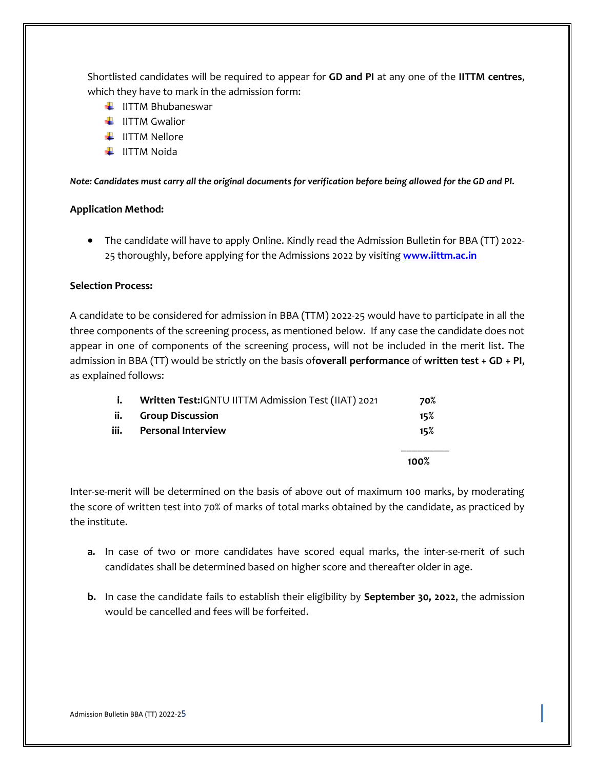Shortlisted candidates will be required to appear for **GD and PI** at any one of the **IITTM centres**, which they have to mark in the admission form:

- IITTM Bhubaneswar
- IITTM Gwalior
- IITTM Nellore
- IITTM Noida

***Note: Candidates must carry all the original documents for verification before being allowed for the GD and PI.***

**Application Method:**

- The candidate will have to apply Online. Kindly read the Admission Bulletin for BBA (TT) 2022-25 thoroughly, before applying for the Admissions 2022 by visiting **[www.iittm.ac.in](http://www.iittm.ac.in)**

**Selection Process:**

A candidate to be considered for admission in BBA (TTM) 2022-25 would have to participate in all the three components of the screening process, as mentioned below. If any case the candidate does not appear in one of components of the screening process, will not be included in the merit list. The admission in BBA (TT) would be strictly on the basis of**overall performance** of **written test + GD + PI**, as explained follows:

| | | |
|---|---|---|
| i. | **Written Test:**IGNTU IITTM Admission Test (IIAT) 2021 | **70%** |
| ii. | **Group Discussion** | **15%** |
| iii. | **Personal Interview** | **15%** |
| | | **100%** |

Inter-se-merit will be determined on the basis of above out of maximum 100 marks, by moderating the score of written test into 70% of marks of total marks obtained by the candidate, as practiced by the institute.

**a.** In case of two or more candidates have scored equal marks, the inter-se-merit of such candidates shall be determined based on higher score and thereafter older in age.

**b.** In case the candidate fails to establish their eligibility by **September 30, 2022**, the admission would be cancelled and fees will be forfeited.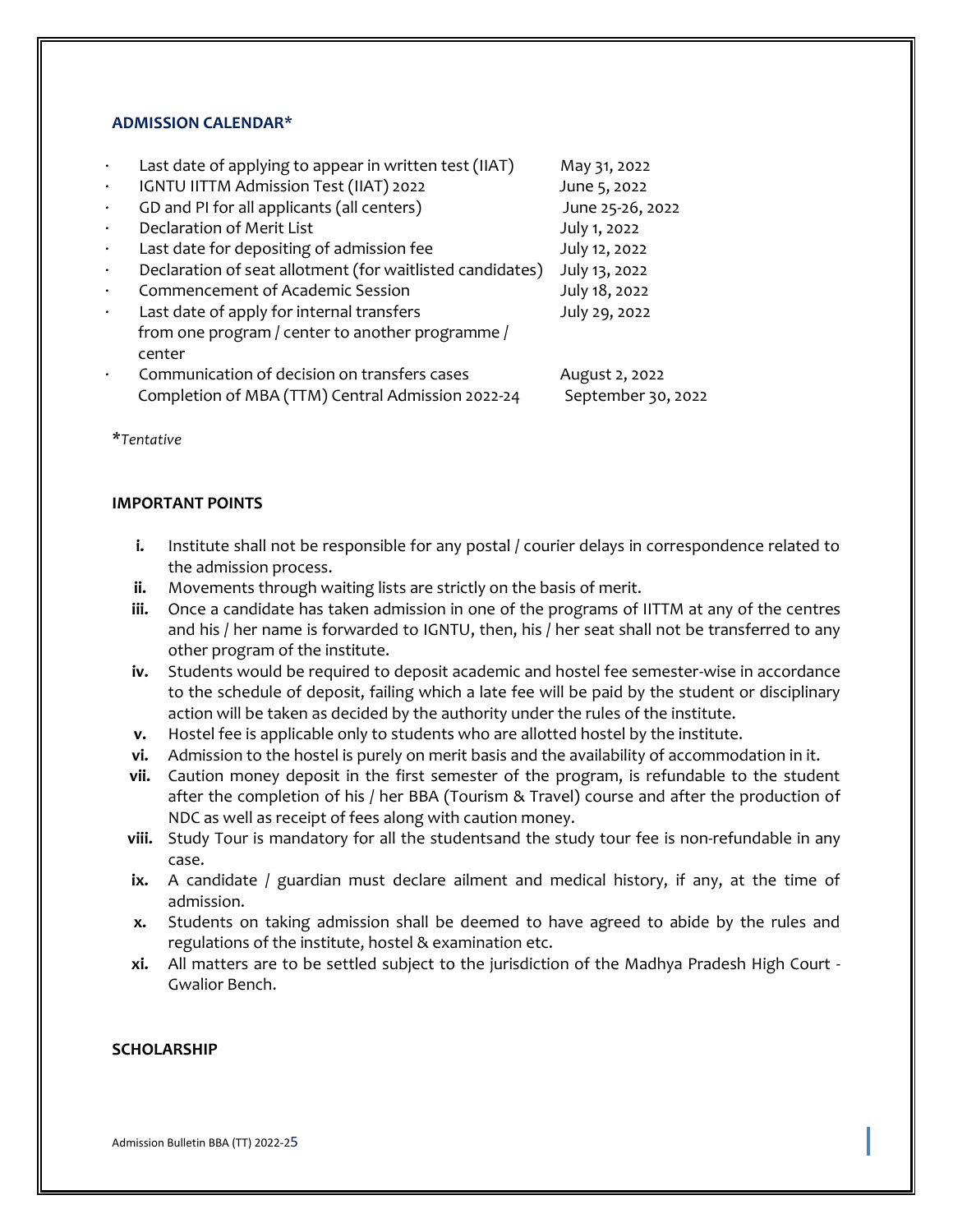**ADMISSION CALENDAR***

| Event | Date |
|---|---|
| Last date of applying to appear in written test (IIAT) | May 31, 2022 |
| IGNTU IITTM Admission Test (IIAT) 2022 | June 5, 2022 |
| GD and PI for all applicants (all centers) | June 25-26, 2022 |
| Declaration of Merit List | July 1, 2022 |
| Last date for depositing of admission fee | July 12, 2022 |
| Declaration of seat allotment (for waitlisted candidates) | July 13, 2022 |
| Commencement of Academic Session | July 18, 2022 |
| Last date of apply for internal transfers from one program / center to another programme / center | July 29, 2022 |
| Communication of decision on transfers cases | August 2, 2022 |
| Completion of MBA (TTM) Central Admission 2022-24 | September 30, 2022 |

**Tentative*

**IMPORTANT POINTS**

i. Institute shall not be responsible for any postal / courier delays in correspondence related to the admission process.
ii. Movements through waiting lists are strictly on the basis of merit.
iii. Once a candidate has taken admission in one of the programs of IITTM at any of the centres and his / her name is forwarded to IGNTU, then, his / her seat shall not be transferred to any other program of the institute.
iv. Students would be required to deposit academic and hostel fee semester-wise in accordance to the schedule of deposit, failing which a late fee will be paid by the student or disciplinary action will be taken as decided by the authority under the rules of the institute.
v. Hostel fee is applicable only to students who are allotted hostel by the institute.
vi. Admission to the hostel is purely on merit basis and the availability of accommodation in it.
vii. Caution money deposit in the first semester of the program, is refundable to the student after the completion of his / her BBA (Tourism & Travel) course and after the production of NDC as well as receipt of fees along with caution money.
viii. Study Tour is mandatory for all the studentsand the study tour fee is non-refundable in any case.
ix. A candidate / guardian must declare ailment and medical history, if any, at the time of admission.
x. Students on taking admission shall be deemed to have agreed to abide by the rules and regulations of the institute, hostel & examination etc.
xi. All matters are to be settled subject to the jurisdiction of the Madhya Pradesh High Court - Gwalior Bench.

**SCHOLARSHIP**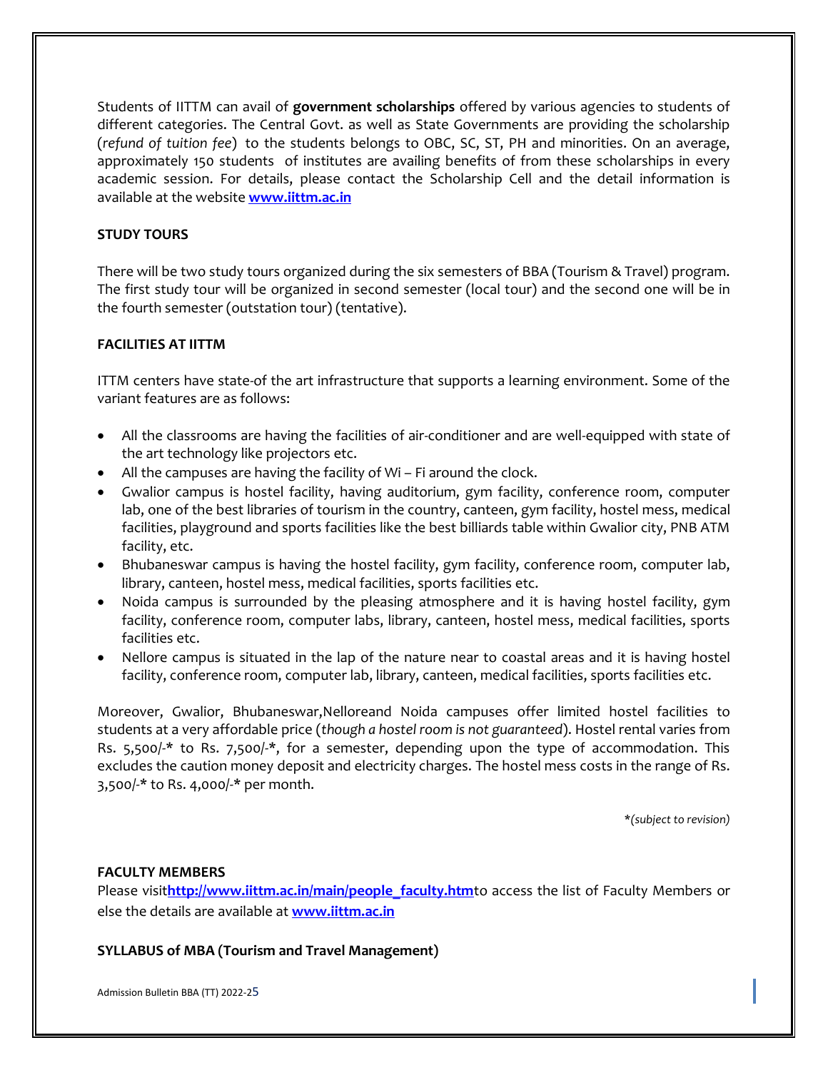Students of IITTM can avail of **government scholarships** offered by various agencies to students of different categories. The Central Govt. as well as State Governments are providing the scholarship (*refund of tuition fee*) to the students belongs to OBC, SC, ST, PH and minorities. On an average, approximately 150 students of institutes are availing benefits of from these scholarships in every academic session. For details, please contact the Scholarship Cell and the detail information is available at the website **www.iittm.ac.in**

**STUDY TOURS**

There will be two study tours organized during the six semesters of BBA (Tourism & Travel) program. The first study tour will be organized in second semester (local tour) and the second one will be in the fourth semester (outstation tour) (tentative).

**FACILITIES AT IITTM**

ITTM centers have state-of the art infrastructure that supports a learning environment. Some of the variant features are as follows:

- All the classrooms are having the facilities of air-conditioner and are well-equipped with state of the art technology like projectors etc.
- All the campuses are having the facility of Wi – Fi around the clock.
- Gwalior campus is hostel facility, having auditorium, gym facility, conference room, computer lab, one of the best libraries of tourism in the country, canteen, gym facility, hostel mess, medical facilities, playground and sports facilities like the best billiards table within Gwalior city, PNB ATM facility, etc.
- Bhubaneswar campus is having the hostel facility, gym facility, conference room, computer lab, library, canteen, hostel mess, medical facilities, sports facilities etc.
- Noida campus is surrounded by the pleasing atmosphere and it is having hostel facility, gym facility, conference room, computer labs, library, canteen, hostel mess, medical facilities, sports facilities etc.
- Nellore campus is situated in the lap of the nature near to coastal areas and it is having hostel facility, conference room, computer lab, library, canteen, medical facilities, sports facilities etc.

Moreover, Gwalior, Bhubaneswar,Nelloreand Noida campuses offer limited hostel facilities to students at a very affordable price (*though a hostel room is not guaranteed*). Hostel rental varies from Rs. 5,500/-* to Rs. 7,500/-*, for a semester, depending upon the type of accommodation. This excludes the caution money deposit and electricity charges. The hostel mess costs in the range of Rs. 3,500/-* to Rs. 4,000/-* per month.

**(subject to revision)*

**FACULTY MEMBERS**

Please visit**http://www.iittm.ac.in/main/people_faculty.htm**to access the list of Faculty Members or else the details are available at **www.iittm.ac.in**

**SYLLABUS of MBA (Tourism and Travel Management)**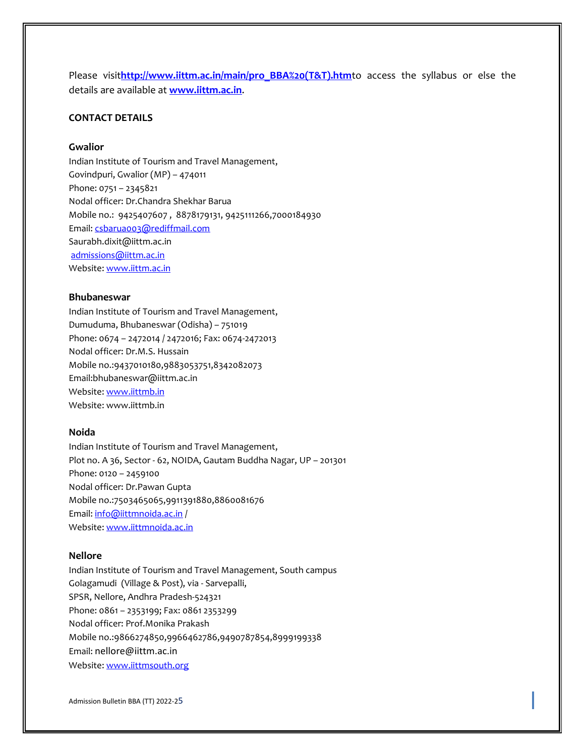Please visit**http://www.iittm.ac.in/main/pro_BBA%20(T&T).htm**to access the syllabus or else the details are available at **www.iittm.ac.in**.

**CONTACT DETAILS**

**Gwalior**

Indian Institute of Tourism and Travel Management,
Govindpuri, Gwalior (MP) – 474011
Phone: 0751 – 2345821
Nodal officer: Dr.Chandra Shekhar Barua
Mobile no.: 9425407607 , 8878179131, 9425111266,7000184930
Email: csbarua003@rediffmail.com
Saurabh.dixit@iittm.ac.in
admissions@iittm.ac.in
Website: www.iittm.ac.in

**Bhubaneswar**

Indian Institute of Tourism and Travel Management,
Dumuduma, Bhubaneswar (Odisha) – 751019
Phone: 0674 – 2472014 / 2472016; Fax: 0674-2472013
Nodal officer: Dr.M.S. Hussain
Mobile no.:9437010180,9883053751,8342082073
Email:bhubaneswar@iittm.ac.in
Website: www.iittmb.in
Website: www.iittmb.in

**Noida**

Indian Institute of Tourism and Travel Management,
Plot no. A 36, Sector - 62, NOIDA, Gautam Buddha Nagar, UP – 201301
Phone: 0120 – 2459100
Nodal officer: Dr.Pawan Gupta
Mobile no.:7503465065,9911391880,8860081676
Email: info@iittmnoida.ac.in /
Website: www.iittmnoida.ac.in

**Nellore**

Indian Institute of Tourism and Travel Management, South campus
Golagamudi (Village & Post), via - Sarvepalli,
SPSR, Nellore, Andhra Pradesh-524321
Phone: 0861 – 2353199; Fax: 0861 2353299
Nodal officer: Prof.Monika Prakash
Mobile no.:9866274850,9966462786,9490787854,8999199338
Email: nellore@iittm.ac.in
Website: www.iittmsouth.org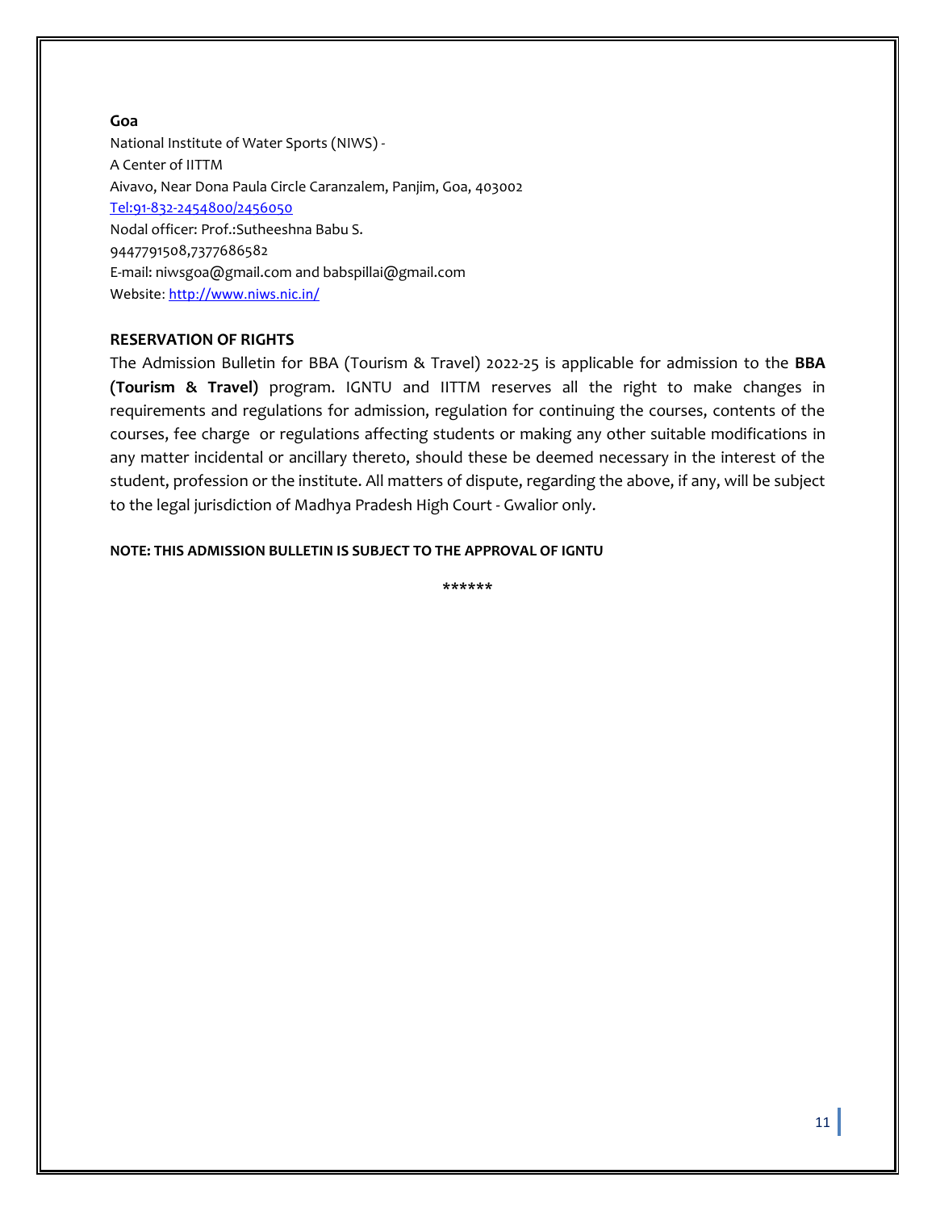**Goa**

National Institute of Water Sports (NIWS) -
A Center of IITTM
Aivavo, Near Dona Paula Circle Caranzalem, Panjim, Goa, 403002
Tel:91-832-2454800/2456050
Nodal officer: Prof.:Sutheeshna Babu S.
9447791508,7377686582
E-mail: niwsgoa@gmail.com and babspillai@gmail.com
Website: http://www.niws.nic.in/

**RESERVATION OF RIGHTS**

The Admission Bulletin for BBA (Tourism & Travel) 2022-25 is applicable for admission to the **BBA (Tourism & Travel)** program. IGNTU and IITTM reserves all the right to make changes in requirements and regulations for admission, regulation for continuing the courses, contents of the courses, fee charge or regulations affecting students or making any other suitable modifications in any matter incidental or ancillary thereto, should these be deemed necessary in the interest of the student, profession or the institute. All matters of dispute, regarding the above, if any, will be subject to the legal jurisdiction of Madhya Pradesh High Court - Gwalior only.

**NOTE: THIS ADMISSION BULLETIN IS SUBJECT TO THE APPROVAL OF IGNTU**

******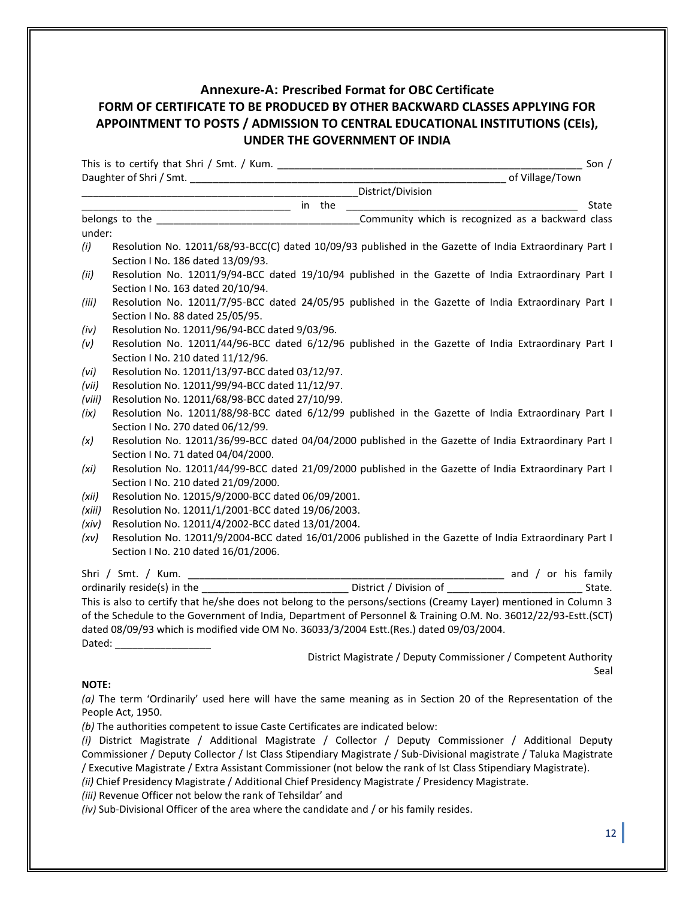## Annexure-A: Prescribed Format for OBC Certificate

## FORM OF CERTIFICATE TO BE PRODUCED BY OTHER BACKWARD CLASSES APPLYING FOR APPOINTMENT TO POSTS / ADMISSION TO CENTRAL EDUCATIONAL INSTITUTIONS (CEIs), UNDER THE GOVERNMENT OF INDIA

This is to certify that Shri / Smt. / Kum. _______________________________________________________ Son / Daughter of Shri / Smt. __________________________________________________________ of Village/Town ___________________________________________________District/Division ____________________________________ in the __________________________________________ State belongs to the ___________________________________Community which is recognized as a backward class under:

*(i)* Resolution No. 12011/68/93-BCC(C) dated 10/09/93 published in the Gazette of India Extraordinary Part I Section I No. 186 dated 13/09/93.
*(ii)* Resolution No. 12011/9/94-BCC dated 19/10/94 published in the Gazette of India Extraordinary Part I Section I No. 163 dated 20/10/94.
*(iii)* Resolution No. 12011/7/95-BCC dated 24/05/95 published in the Gazette of India Extraordinary Part I Section I No. 88 dated 25/05/95.
*(iv)* Resolution No. 12011/96/94-BCC dated 9/03/96.
*(v)* Resolution No. 12011/44/96-BCC dated 6/12/96 published in the Gazette of India Extraordinary Part I Section I No. 210 dated 11/12/96.
*(vi)* Resolution No. 12011/13/97-BCC dated 03/12/97.
*(vii)* Resolution No. 12011/99/94-BCC dated 11/12/97.
*(viii)* Resolution No. 12011/68/98-BCC dated 27/10/99.
*(ix)* Resolution No. 12011/88/98-BCC dated 6/12/99 published in the Gazette of India Extraordinary Part I Section I No. 270 dated 06/12/99.
*(x)* Resolution No. 12011/36/99-BCC dated 04/04/2000 published in the Gazette of India Extraordinary Part I Section I No. 71 dated 04/04/2000.
*(xi)* Resolution No. 12011/44/99-BCC dated 21/09/2000 published in the Gazette of India Extraordinary Part I Section I No. 210 dated 21/09/2000.
*(xii)* Resolution No. 12015/9/2000-BCC dated 06/09/2001.
*(xiii)* Resolution No. 12011/1/2001-BCC dated 19/06/2003.
*(xiv)* Resolution No. 12011/4/2002-BCC dated 13/01/2004.
*(xv)* Resolution No. 12011/9/2004-BCC dated 16/01/2006 published in the Gazette of India Extraordinary Part I Section I No. 210 dated 16/01/2006.

Shri / Smt. / Kum. __________________________________________________________ and / or his family ordinarily reside(s) in the __________________________ District / Division of ________________________ State. This is also to certify that he/she does not belong to the persons/sections (Creamy Layer) mentioned in Column 3 of the Schedule to the Government of India, Department of Personnel & Training O.M. No. 36012/22/93-Estt.(SCT) dated 08/09/93 which is modified vide OM No. 36033/3/2004 Estt.(Res.) dated 09/03/2004.

Dated: _________________

District Magistrate / Deputy Commissioner / Competent Authority
Seal

**NOTE:**

*(a)* The term 'Ordinarily' used here will have the same meaning as in Section 20 of the Representation of the People Act, 1950.

*(b)* The authorities competent to issue Caste Certificates are indicated below:

*(i)* District Magistrate / Additional Magistrate / Collector / Deputy Commissioner / Additional Deputy Commissioner / Deputy Collector / Ist Class Stipendiary Magistrate / Sub-Divisional magistrate / Taluka Magistrate / Executive Magistrate / Extra Assistant Commissioner (not below the rank of Ist Class Stipendiary Magistrate).

*(ii)* Chief Presidency Magistrate / Additional Chief Presidency Magistrate / Presidency Magistrate.

*(iii)* Revenue Officer not below the rank of Tehsildar' and

*(iv)* Sub-Divisional Officer of the area where the candidate and / or his family resides.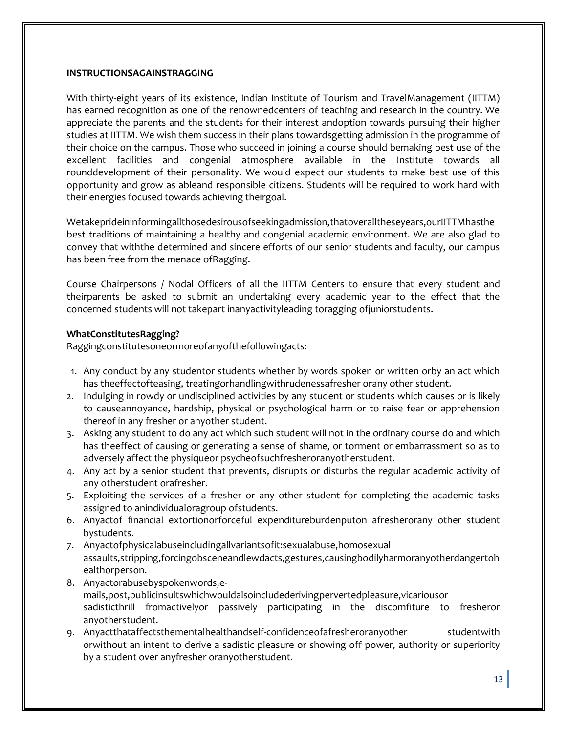**INSTRUCTIONSAGAINSTRAGGING**

With thirty-eight years of its existence, Indian Institute of Tourism and TravelManagement (IITTM) has earned recognition as one of the renownedcenters of teaching and research in the country. We appreciate the parents and the students for their interest andoption towards pursuing their higher studies at IITTM. We wish them success in their plans towardsgetting admission in the programme of their choice on the campus. Those who succeed in joining a course should bemaking best use of the excellent facilities and congenial atmosphere available in the Institute towards all rounddevelopment of their personality. We would expect our students to make best use of this opportunity and grow as ableand responsible citizens. Students will be required to work hard with their energies focused towards achieving theirgoal.

Wetakeprideininformingallthosedesirousofseekingadmission,thatoveralltheseyears,ourIITTMhasthe best traditions of maintaining a healthy and congenial academic environment. We are also glad to convey that withthe determined and sincere efforts of our senior students and faculty, our campus has been free from the menace ofRagging.

Course Chairpersons / Nodal Officers of all the IITTM Centers to ensure that every student and theirparents be asked to submit an undertaking every academic year to the effect that the concerned students will not takepart inanyactivityleading toragging ofjuniorstudents.

**WhatConstitutesRagging?**

Raggingconstitutesoneormoreofanyofthefollowingacts:

1. Any conduct by any studentor students whether by words spoken or written orby an act which has theeffectofteasing, treatingorhandlingwithrudenessafresher orany other student.
2. Indulging in rowdy or undisciplined activities by any student or students which causes or is likely to causeannoyance, hardship, physical or psychological harm or to raise fear or apprehension thereof in any fresher or anyother student.
3. Asking any student to do any act which such student will not in the ordinary course do and which has theeffect of causing or generating a sense of shame, or torment or embarrassment so as to adversely affect the physiqueor psycheofsuchfresheroranyotherstudent.
4. Any act by a senior student that prevents, disrupts or disturbs the regular academic activity of any otherstudent orafresher.
5. Exploiting the services of a fresher or any other student for completing the academic tasks assigned to anindividualoragroup ofstudents.
6. Anyactof financial extortionorforceful expenditureburdenputon afresherorany other student bystudents.
7. Anyactofphysicalabuseincludingallvariantsofit:sexualabuse,homosexual assaults,stripping,forcingobsceneandlewdacts,gestures,causingbodilyharmoranyotherdangertohealthorperson.
8. Anyactorabusebyspokenwords,e-mails,post,publicinsultswhichwouldalsoincludederivingpervertedpleasure,vicariousor sadisticthrill fromactivelyor passively participating in the discomfiture to fresheror anyotherstudent.
9. Anyactthataffectsthementalhealthandself-confidenceofafresheroranyother studentwith orwithout an intent to derive a sadistic pleasure or showing off power, authority or superiority by a student over anyfresher oranyotherstudent.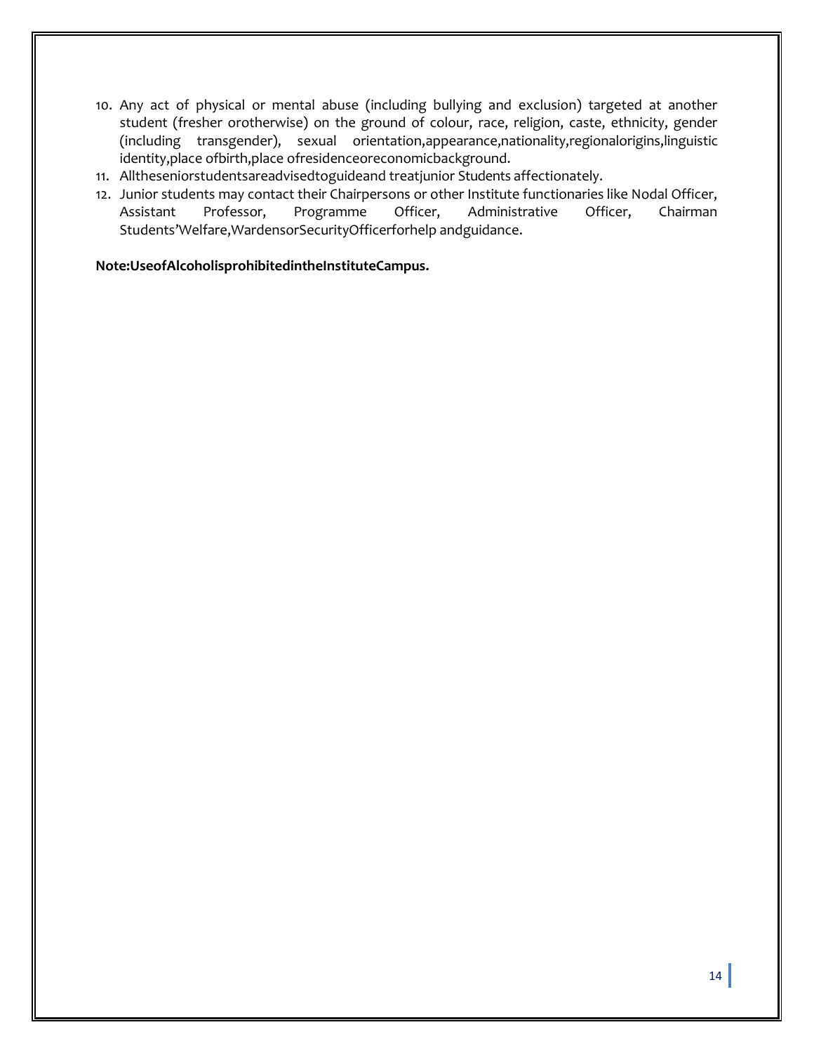10. Any act of physical or mental abuse (including bullying and exclusion) targeted at another student (fresher orotherwise) on the ground of colour, race, religion, caste, ethnicity, gender (including transgender), sexual orientation,appearance,nationality,regionalorigins,linguistic identity,place ofbirth,place ofresidenceoreconomicbackground.
11. Alltheseniorstudentsareadvisedtoguideand treatjunior Students affectionately.
12. Junior students may contact their Chairpersons or other Institute functionaries like Nodal Officer, Assistant Professor, Programme Officer, Administrative Officer, Chairman Students'Welfare,WardensorSecurityOfficerforhelp andguidance.

**Note:UseofAlcoholisprohibitedintheInstituteCampus.**